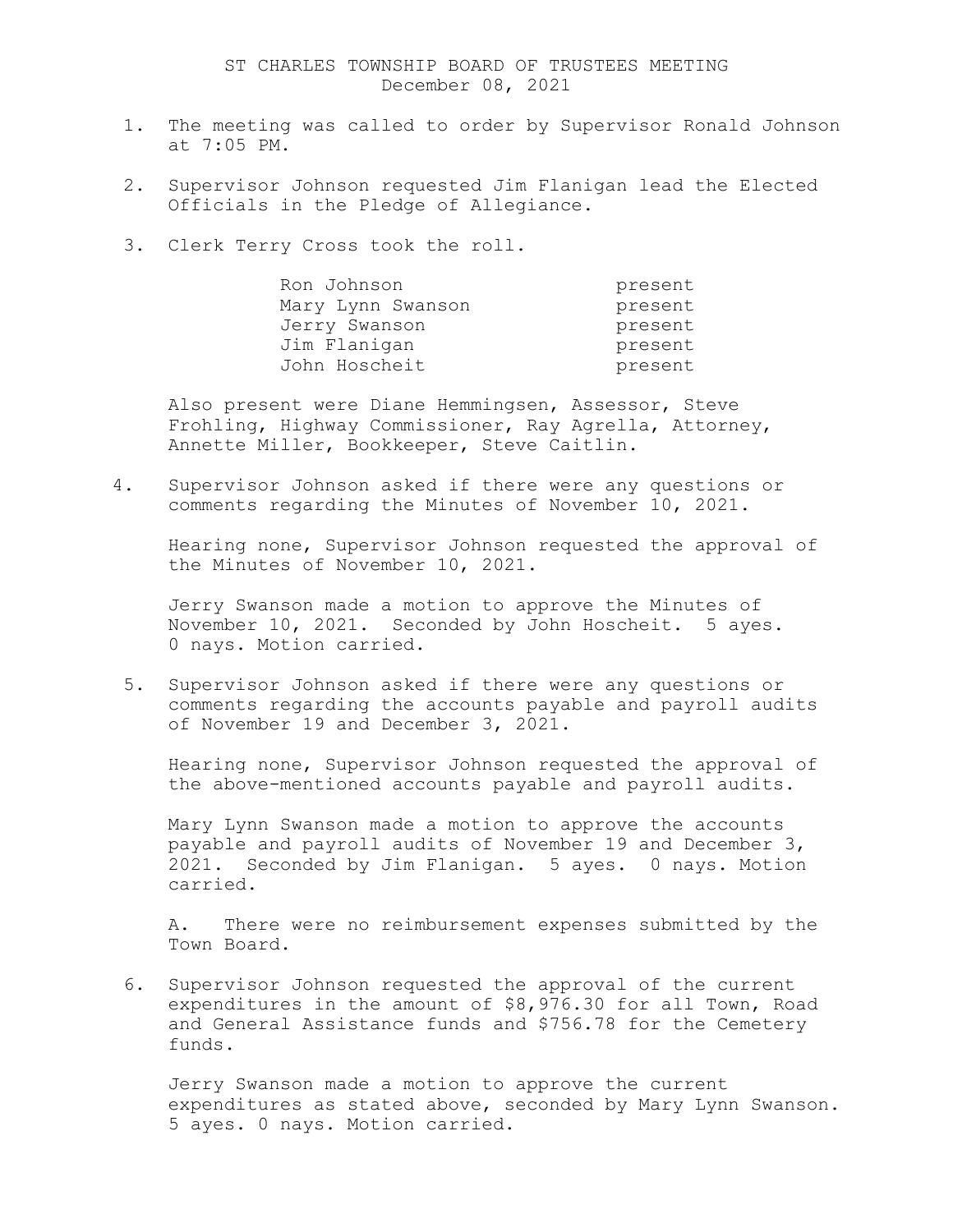# ST CHARLES TOWNSHIP BOARD OF TRUSTEES MEETING
December 08, 2021

1. The meeting was called to order by Supervisor Ronald Johnson at 7:05 PM.

2. Supervisor Johnson requested Jim Flanigan lead the Elected Officials in the Pledge of Allegiance.

3. Clerk Terry Cross took the roll.

| | |
|---|---|
| Ron Johnson | present |
| Mary Lynn Swanson | present |
| Jerry Swanson | present |
| Jim Flanigan | present |
| John Hoscheit | present |

   Also present were Diane Hemmingsen, Assessor, Steve Frohling, Highway Commissioner, Ray Agrella, Attorney, Annette Miller, Bookkeeper, Steve Caitlin.

4. Supervisor Johnson asked if there were any questions or comments regarding the Minutes of November 10, 2021.

   Hearing none, Supervisor Johnson requested the approval of the Minutes of November 10, 2021.

   Jerry Swanson made a motion to approve the Minutes of November 10, 2021. Seconded by John Hoscheit. 5 ayes. 0 nays. Motion carried.

5. Supervisor Johnson asked if there were any questions or comments regarding the accounts payable and payroll audits of November 19 and December 3, 2021.

   Hearing none, Supervisor Johnson requested the approval of the above-mentioned accounts payable and payroll audits.

   Mary Lynn Swanson made a motion to approve the accounts payable and payroll audits of November 19 and December 3, 2021. Seconded by Jim Flanigan. 5 ayes. 0 nays. Motion carried.

   A. There were no reimbursement expenses submitted by the Town Board.

6. Supervisor Johnson requested the approval of the current expenditures in the amount of $8,976.30 for all Town, Road and General Assistance funds and $756.78 for the Cemetery funds.

   Jerry Swanson made a motion to approve the current expenditures as stated above, seconded by Mary Lynn Swanson. 5 ayes. 0 nays. Motion carried.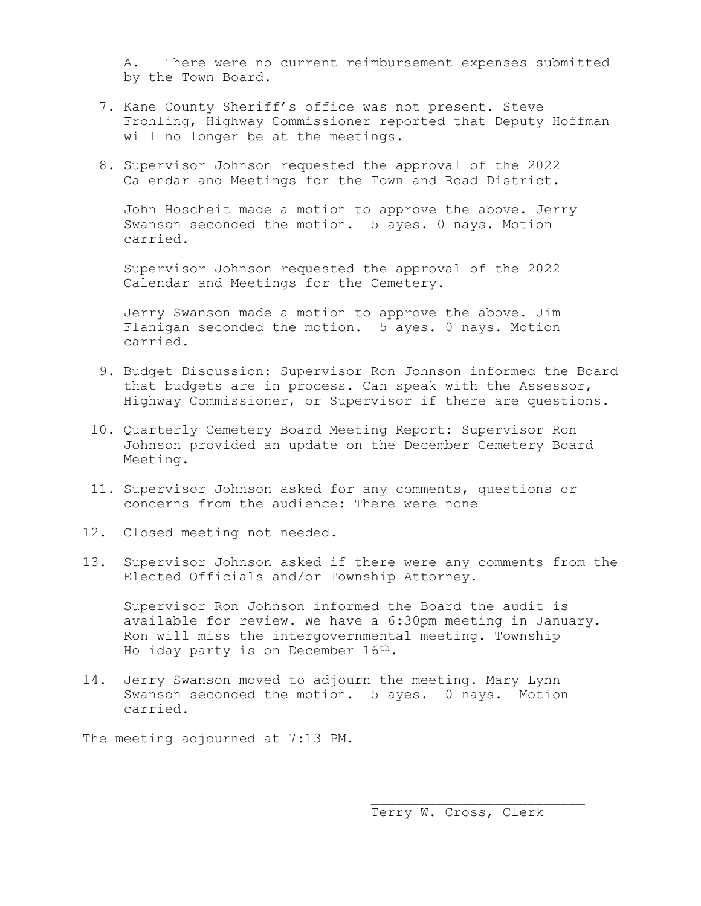A. There were no current reimbursement expenses submitted by the Town Board.

7. Kane County Sheriff's office was not present. Steve Frohling, Highway Commissioner reported that Deputy Hoffman will no longer be at the meetings.

8. Supervisor Johnson requested the approval of the 2022 Calendar and Meetings for the Town and Road District.

   John Hoscheit made a motion to approve the above. Jerry Swanson seconded the motion. 5 ayes. 0 nays. Motion carried.

   Supervisor Johnson requested the approval of the 2022 Calendar and Meetings for the Cemetery.

   Jerry Swanson made a motion to approve the above. Jim Flanigan seconded the motion. 5 ayes. 0 nays. Motion carried.

9. Budget Discussion: Supervisor Ron Johnson informed the Board that budgets are in process. Can speak with the Assessor, Highway Commissioner, or Supervisor if there are questions.

10. Quarterly Cemetery Board Meeting Report: Supervisor Ron Johnson provided an update on the December Cemetery Board Meeting.

11. Supervisor Johnson asked for any comments, questions or concerns from the audience: There were none

12. Closed meeting not needed.

13. Supervisor Johnson asked if there were any comments from the Elected Officials and/or Township Attorney.

    Supervisor Ron Johnson informed the Board the audit is available for review. We have a 6:30pm meeting in January. Ron will miss the intergovernmental meeting. Township Holiday party is on December 16th.

14. Jerry Swanson moved to adjourn the meeting. Mary Lynn Swanson seconded the motion. 5 ayes. 0 nays. Motion carried.

The meeting adjourned at 7:13 PM.

\_\_\_\_\_\_\_\_\_\_\_\_\_\_\_\_\_\_\_\_\_\_\_\_\_\_

Terry W. Cross, Clerk